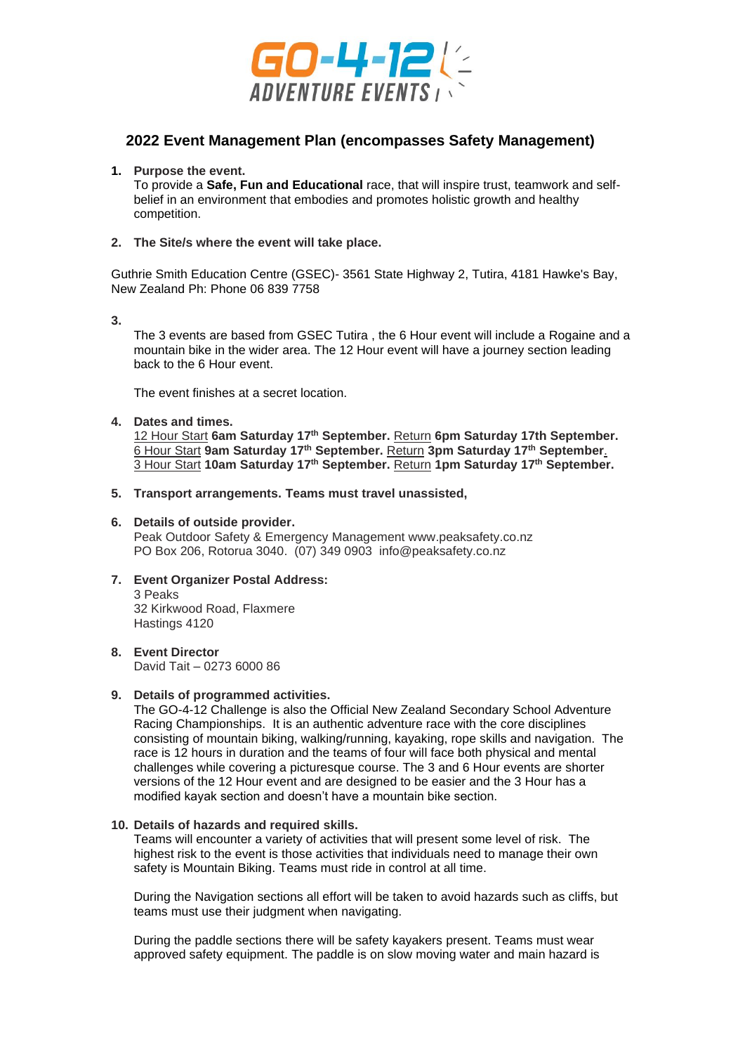# 2022 Event Management Plan (encompasses Safety Management)

1. **Purpose the event.**
   To provide a **Safe, Fun and Educational** race, that will inspire trust, teamwork and self-belief in an environment that embodies and promotes holistic growth and healthy competition.

2. **The Site/s where the event will take place.**

Guthrie Smith Education Centre (GSEC)- 3561 State Highway 2, Tutira, 4181 Hawke's Bay, New Zealand Ph: Phone 06 839 7758

3. The 3 events are based from GSEC Tutira , the 6 Hour event will include a Rogaine and a mountain bike in the wider area. The 12 Hour event will have a journey section leading back to the 6 Hour event.

   The event finishes at a secret location.

4. **Dates and times.**
   12 Hour Start **6am Saturday 17th September.** Return **6pm Saturday 17th September.**
   6 Hour Start **9am Saturday 17th September.** Return **3pm Saturday 17th September.**
   3 Hour Start **10am Saturday 17th September.** Return **1pm Saturday 17th September.**

5. **Transport arrangements. Teams must travel unassisted,**

6. **Details of outside provider.**
   Peak Outdoor Safety & Emergency Management www.peaksafety.co.nz
   PO Box 206, Rotorua 3040. (07) 349 0903 info@peaksafety.co.nz

7. **Event Organizer Postal Address:**
   3 Peaks
   32 Kirkwood Road, Flaxmere
   Hastings 4120

8. **Event Director**
   David Tait – 0273 6000 86

9. **Details of programmed activities.**
   The GO-4-12 Challenge is also the Official New Zealand Secondary School Adventure Racing Championships. It is an authentic adventure race with the core disciplines consisting of mountain biking, walking/running, kayaking, rope skills and navigation. The race is 12 hours in duration and the teams of four will face both physical and mental challenges while covering a picturesque course. The 3 and 6 Hour events are shorter versions of the 12 Hour event and are designed to be easier and the 3 Hour has a modified kayak section and doesn't have a mountain bike section.

10. **Details of hazards and required skills.**
    Teams will encounter a variety of activities that will present some level of risk. The highest risk to the event is those activities that individuals need to manage their own safety is Mountain Biking. Teams must ride in control at all time.

    During the Navigation sections all effort will be taken to avoid hazards such as cliffs, but teams must use their judgment when navigating.

    During the paddle sections there will be safety kayakers present. Teams must wear approved safety equipment. The paddle is on slow moving water and main hazard is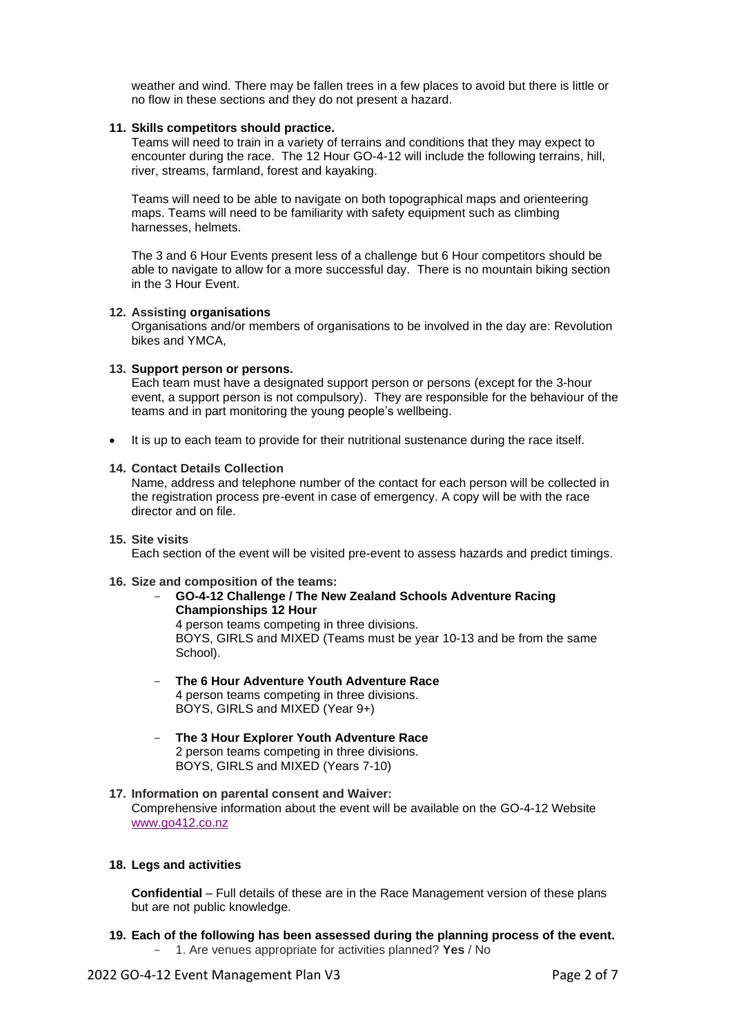weather and wind. There may be fallen trees in a few places to avoid but there is little or no flow in these sections and they do not present a hazard.

**11. Skills competitors should practice.**

Teams will need to train in a variety of terrains and conditions that they may expect to encounter during the race. The 12 Hour GO-4-12 will include the following terrains, hill, river, streams, farmland, forest and kayaking.

Teams will need to be able to navigate on both topographical maps and orienteering maps. Teams will need to be familiarity with safety equipment such as climbing harnesses, helmets.

The 3 and 6 Hour Events present less of a challenge but 6 Hour competitors should be able to navigate to allow for a more successful day. There is no mountain biking section in the 3 Hour Event.

**12. Assisting organisations**

Organisations and/or members of organisations to be involved in the day are: Revolution bikes and YMCA,

**13. Support person or persons.**

Each team must have a designated support person or persons (except for the 3-hour event, a support person is not compulsory). They are responsible for the behaviour of the teams and in part monitoring the young people's wellbeing.

- It is up to each team to provide for their nutritional sustenance during the race itself.

**14. Contact Details Collection**

Name, address and telephone number of the contact for each person will be collected in the registration process pre-event in case of emergency. A copy will be with the race director and on file.

**15. Site visits**

Each section of the event will be visited pre-event to assess hazards and predict timings.

**16. Size and composition of the teams:**

- **GO-4-12 Challenge / The New Zealand Schools Adventure Racing Championships 12 Hour**
  4 person teams competing in three divisions.
  BOYS, GIRLS and MIXED (Teams must be year 10-13 and be from the same School).

- **The 6 Hour Adventure Youth Adventure Race**
  4 person teams competing in three divisions.
  BOYS, GIRLS and MIXED (Year 9+)

- **The 3 Hour Explorer Youth Adventure Race**
  2 person teams competing in three divisions.
  BOYS, GIRLS and MIXED (Years 7-10)

**17. Information on parental consent and Waiver:**

Comprehensive information about the event will be available on the GO-4-12 Website www.go412.co.nz

**18. Legs and activities**

**Confidential** – Full details of these are in the Race Management version of these plans but are not public knowledge.

**19. Each of the following has been assessed during the planning process of the event.**

- 1. Are venues appropriate for activities planned? **Yes** / No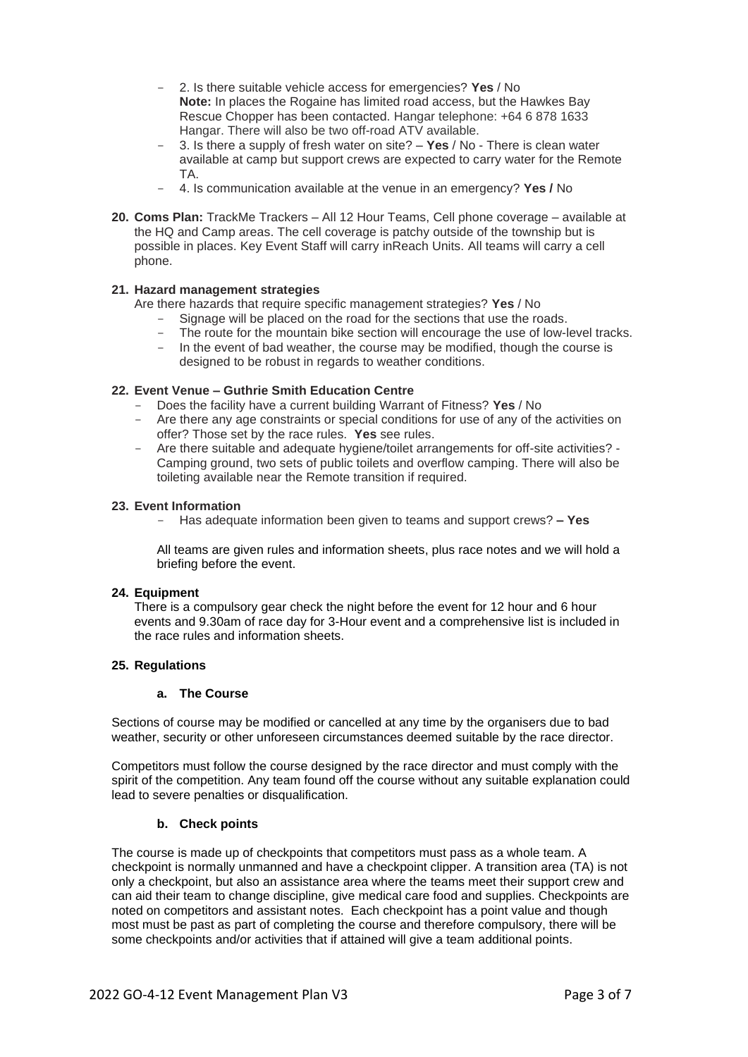- 2. Is there suitable vehicle access for emergencies? **Yes** / No
  **Note:** In places the Rogaine has limited road access, but the Hawkes Bay Rescue Chopper has been contacted. Hangar telephone: +64 6 878 1633 Hangar. There will also be two off-road ATV available.
- 3. Is there a supply of fresh water on site? – **Yes** / No - There is clean water available at camp but support crews are expected to carry water for the Remote TA.
- 4. Is communication available at the venue in an emergency? **Yes /** No

**20. Coms Plan:** TrackMe Trackers – All 12 Hour Teams, Cell phone coverage – available at the HQ and Camp areas. The cell coverage is patchy outside of the township but is possible in places. Key Event Staff will carry inReach Units. All teams will carry a cell phone.

**21. Hazard management strategies**

Are there hazards that require specific management strategies? **Yes** / No

- Signage will be placed on the road for the sections that use the roads.
- The route for the mountain bike section will encourage the use of low-level tracks.
- In the event of bad weather, the course may be modified, though the course is designed to be robust in regards to weather conditions.

**22. Event Venue – Guthrie Smith Education Centre**

- Does the facility have a current building Warrant of Fitness? **Yes** / No
- Are there any age constraints or special conditions for use of any of the activities on offer? Those set by the race rules. **Yes** see rules.
- Are there suitable and adequate hygiene/toilet arrangements for off-site activities? - Camping ground, two sets of public toilets and overflow camping. There will also be toileting available near the Remote transition if required.

**23. Event Information**

- Has adequate information been given to teams and support crews? **– Yes**

All teams are given rules and information sheets, plus race notes and we will hold a briefing before the event.

**24. Equipment**

There is a compulsory gear check the night before the event for 12 hour and 6 hour events and 9.30am of race day for 3-Hour event and a comprehensive list is included in the race rules and information sheets.

**25. Regulations**

**a. The Course**

Sections of course may be modified or cancelled at any time by the organisers due to bad weather, security or other unforeseen circumstances deemed suitable by the race director.

Competitors must follow the course designed by the race director and must comply with the spirit of the competition. Any team found off the course without any suitable explanation could lead to severe penalties or disqualification.

**b. Check points**

The course is made up of checkpoints that competitors must pass as a whole team. A checkpoint is normally unmanned and have a checkpoint clipper. A transition area (TA) is not only a checkpoint, but also an assistance area where the teams meet their support crew and can aid their team to change discipline, give medical care food and supplies. Checkpoints are noted on competitors and assistant notes. Each checkpoint has a point value and though most must be past as part of completing the course and therefore compulsory, there will be some checkpoints and/or activities that if attained will give a team additional points.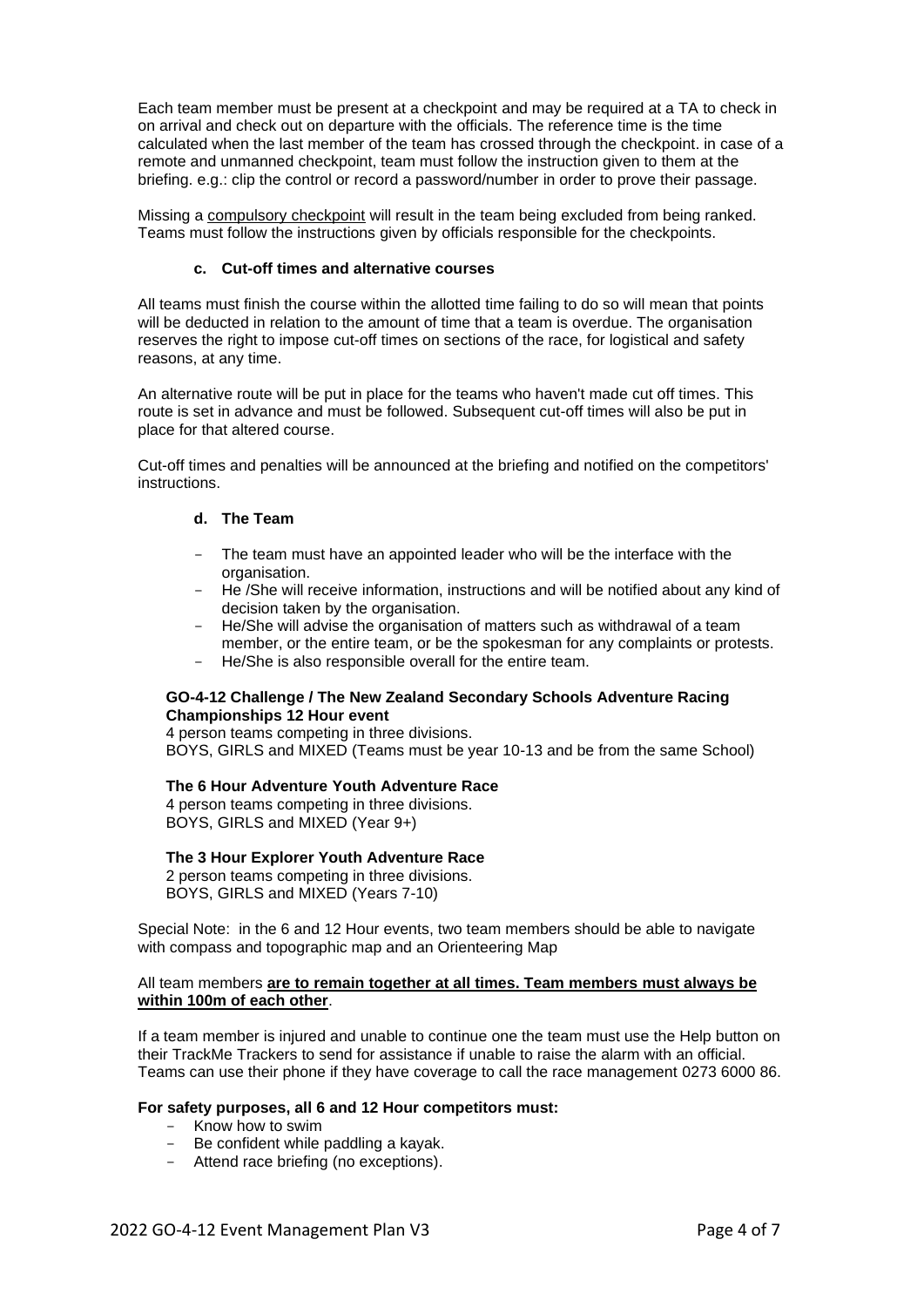Each team member must be present at a checkpoint and may be required at a TA to check in on arrival and check out on departure with the officials. The reference time is the time calculated when the last member of the team has crossed through the checkpoint. in case of a remote and unmanned checkpoint, team must follow the instruction given to them at the briefing. e.g.: clip the control or record a password/number in order to prove their passage.

Missing a <u>compulsory checkpoint</u> will result in the team being excluded from being ranked. Teams must follow the instructions given by officials responsible for the checkpoints.

#### c. Cut-off times and alternative courses

All teams must finish the course within the allotted time failing to do so will mean that points will be deducted in relation to the amount of time that a team is overdue. The organisation reserves the right to impose cut-off times on sections of the race, for logistical and safety reasons, at any time.

An alternative route will be put in place for the teams who haven't made cut off times. This route is set in advance and must be followed. Subsequent cut-off times will also be put in place for that altered course.

Cut-off times and penalties will be announced at the briefing and notified on the competitors' instructions.

#### d. The Team

- The team must have an appointed leader who will be the interface with the organisation.
- He /She will receive information, instructions and will be notified about any kind of decision taken by the organisation.
- He/She will advise the organisation of matters such as withdrawal of a team member, or the entire team, or be the spokesman for any complaints or protests.
- He/She is also responsible overall for the entire team.

**GO-4-12 Challenge / The New Zealand Secondary Schools Adventure Racing Championships 12 Hour event**
4 person teams competing in three divisions.
BOYS, GIRLS and MIXED (Teams must be year 10-13 and be from the same School)

**The 6 Hour Adventure Youth Adventure Race**
4 person teams competing in three divisions.
BOYS, GIRLS and MIXED (Year 9+)

**The 3 Hour Explorer Youth Adventure Race**
2 person teams competing in three divisions.
BOYS, GIRLS and MIXED (Years 7-10)

Special Note: in the 6 and 12 Hour events, two team members should be able to navigate with compass and topographic map and an Orienteering Map

All team members **<u>are to remain together at all times. Team members must always be within 100m of each other</u>**.

If a team member is injured and unable to continue one the team must use the Help button on their TrackMe Trackers to send for assistance if unable to raise the alarm with an official. Teams can use their phone if they have coverage to call the race management 0273 6000 86.

**For safety purposes, all 6 and 12 Hour competitors must:**

- Know how to swim
- Be confident while paddling a kayak.
- Attend race briefing (no exceptions).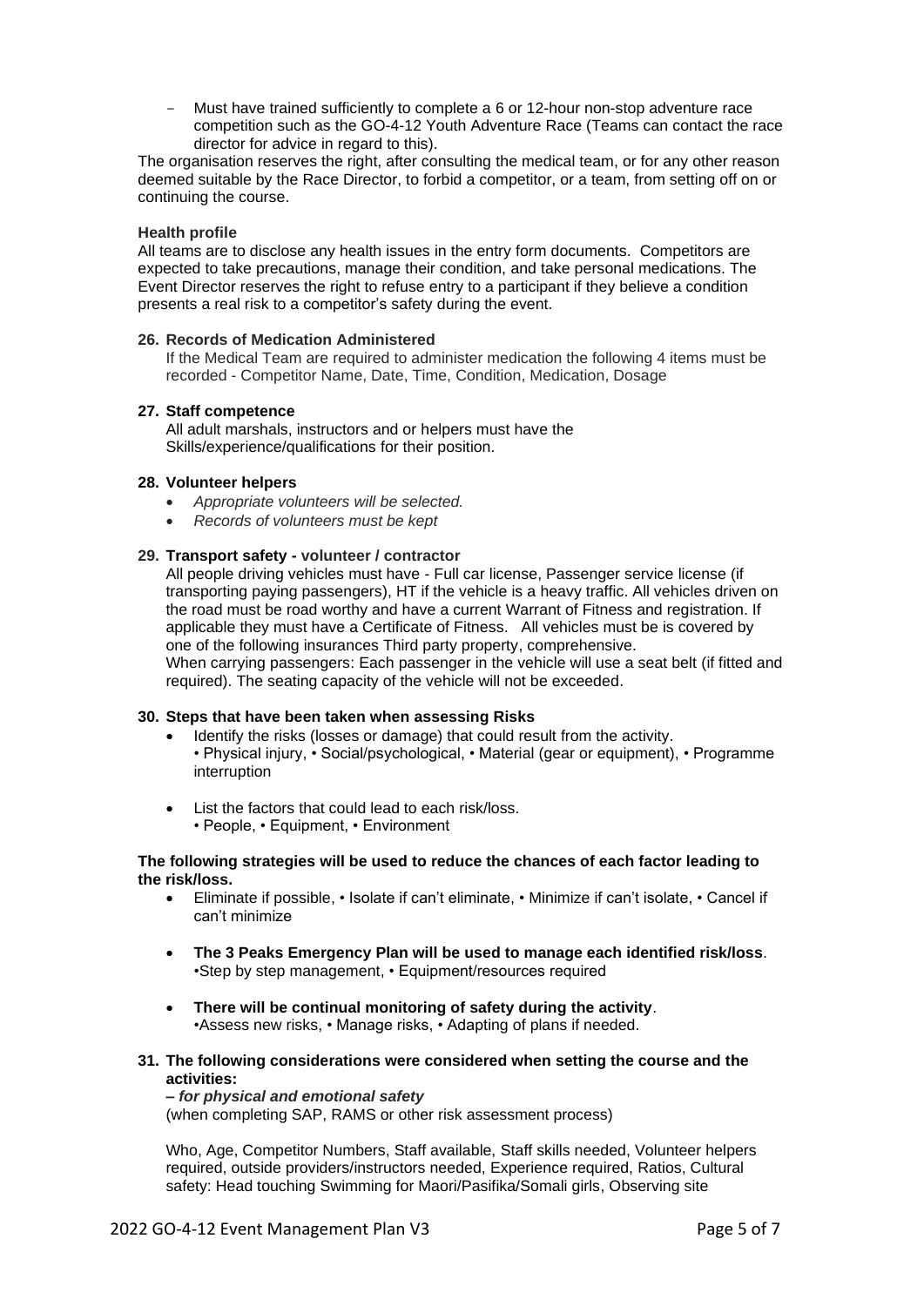- Must have trained sufficiently to complete a 6 or 12-hour non-stop adventure race competition such as the GO-4-12 Youth Adventure Race (Teams can contact the race director for advice in regard to this).

The organisation reserves the right, after consulting the medical team, or for any other reason deemed suitable by the Race Director, to forbid a competitor, or a team, from setting off on or continuing the course.

**Health profile**

All teams are to disclose any health issues in the entry form documents. Competitors are expected to take precautions, manage their condition, and take personal medications. The Event Director reserves the right to refuse entry to a participant if they believe a condition presents a real risk to a competitor's safety during the event.

**26. Records of Medication Administered**

If the Medical Team are required to administer medication the following 4 items must be recorded - Competitor Name, Date, Time, Condition, Medication, Dosage

**27. Staff competence**

All adult marshals, instructors and or helpers must have the Skills/experience/qualifications for their position.

**28. Volunteer helpers**

- *Appropriate volunteers will be selected.*
- *Records of volunteers must be kept*

**29. Transport safety - volunteer / contractor**

All people driving vehicles must have - Full car license, Passenger service license (if transporting paying passengers), HT if the vehicle is a heavy traffic. All vehicles driven on the road must be road worthy and have a current Warrant of Fitness and registration. If applicable they must have a Certificate of Fitness. All vehicles must be is covered by one of the following insurances Third party property, comprehensive.

When carrying passengers: Each passenger in the vehicle will use a seat belt (if fitted and required). The seating capacity of the vehicle will not be exceeded.

**30. Steps that have been taken when assessing Risks**

- Identify the risks (losses or damage) that could result from the activity.
  • Physical injury, • Social/psychological, • Material (gear or equipment), • Programme interruption
- List the factors that could lead to each risk/loss.
  • People, • Equipment, • Environment

**The following strategies will be used to reduce the chances of each factor leading to the risk/loss.**

- Eliminate if possible, • Isolate if can't eliminate, • Minimize if can't isolate, • Cancel if can't minimize
- **The 3 Peaks Emergency Plan will be used to manage each identified risk/loss**.
  •Step by step management, • Equipment/resources required
- **There will be continual monitoring of safety during the activity**.
  •Assess new risks, • Manage risks, • Adapting of plans if needed.

**31. The following considerations were considered when setting the course and the activities:**

***– for physical and emotional safety***

(when completing SAP, RAMS or other risk assessment process)

Who, Age, Competitor Numbers, Staff available, Staff skills needed, Volunteer helpers required, outside providers/instructors needed, Experience required, Ratios, Cultural safety: Head touching Swimming for Maori/Pasifika/Somali girls, Observing site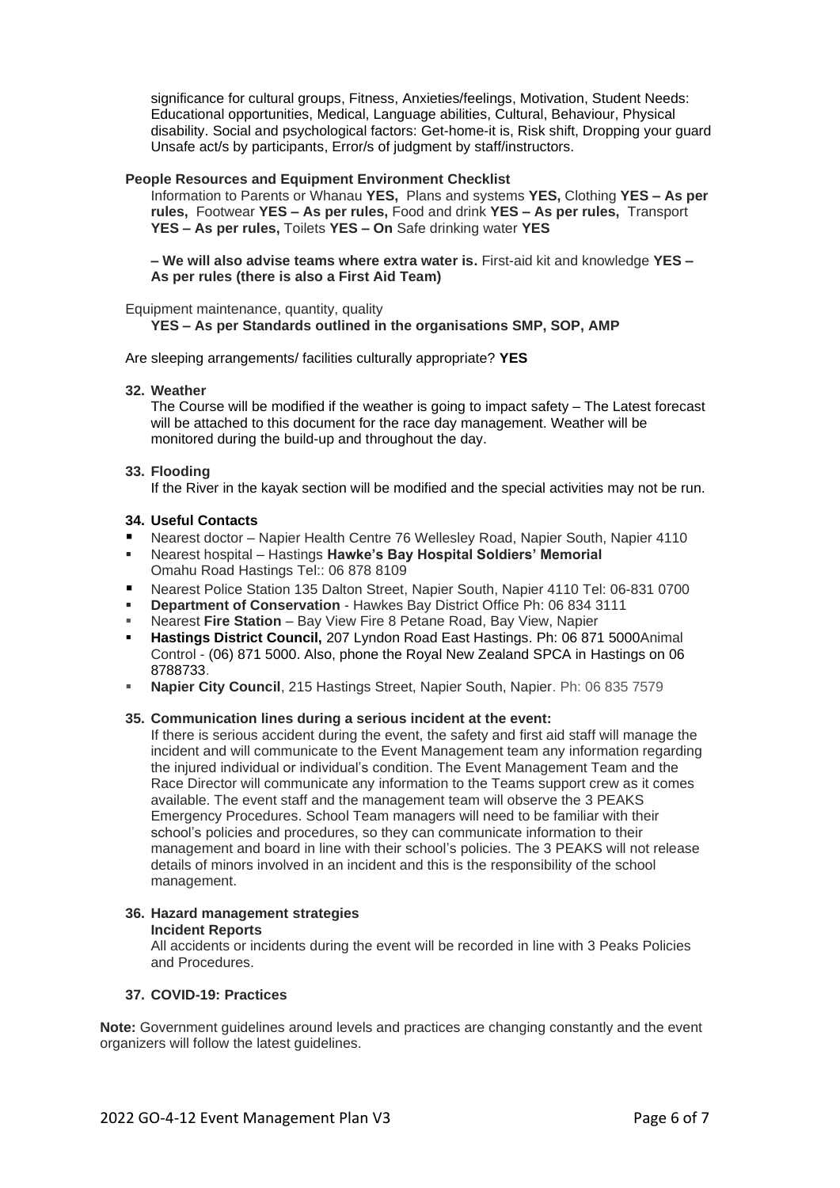significance for cultural groups, Fitness, Anxieties/feelings, Motivation, Student Needs: Educational opportunities, Medical, Language abilities, Cultural, Behaviour, Physical disability. Social and psychological factors: Get-home-it is, Risk shift, Dropping your guard Unsafe act/s by participants, Error/s of judgment by staff/instructors.

**People Resources and Equipment Environment Checklist**

Information to Parents or Whanau **YES,** Plans and systems **YES,** Clothing **YES – As per rules,** Footwear **YES – As per rules,** Food and drink **YES – As per rules,** Transport **YES – As per rules,** Toilets **YES – On** Safe drinking water **YES**

**– We will also advise teams where extra water is.** First-aid kit and knowledge **YES – As per rules (there is also a First Aid Team)**

Equipment maintenance, quantity, quality
**YES – As per Standards outlined in the organisations SMP, SOP, AMP**

Are sleeping arrangements/ facilities culturally appropriate? **YES**

**32. Weather**

The Course will be modified if the weather is going to impact safety – The Latest forecast will be attached to this document for the race day management. Weather will be monitored during the build-up and throughout the day.

**33. Flooding**

If the River in the kayak section will be modified and the special activities may not be run.

**34. Useful Contacts**

- Nearest doctor – Napier Health Centre 76 Wellesley Road, Napier South, Napier 4110
- Nearest hospital – Hastings **Hawke's Bay Hospital Soldiers' Memorial** Omahu Road Hastings Tel:: 06 878 8109
- Nearest Police Station 135 Dalton Street, Napier South, Napier 4110 Tel: 06-831 0700
- **Department of Conservation** - Hawkes Bay District Office Ph: 06 834 3111
- Nearest **Fire Station** – Bay View Fire 8 Petane Road, Bay View, Napier
- **Hastings District Council,** 207 Lyndon Road East Hastings. Ph: 06 871 5000Animal Control - (06) 871 5000. Also, phone the Royal New Zealand SPCA in Hastings on 06 8788733.
- **Napier City Council**, 215 Hastings Street, Napier South, Napier. Ph: 06 835 7579

**35. Communication lines during a serious incident at the event:**

If there is serious accident during the event, the safety and first aid staff will manage the incident and will communicate to the Event Management team any information regarding the injured individual or individual's condition. The Event Management Team and the Race Director will communicate any information to the Teams support crew as it comes available. The event staff and the management team will observe the 3 PEAKS Emergency Procedures. School Team managers will need to be familiar with their school's policies and procedures, so they can communicate information to their management and board in line with their school's policies. The 3 PEAKS will not release details of minors involved in an incident and this is the responsibility of the school management.

**36. Hazard management strategies**

**Incident Reports**

All accidents or incidents during the event will be recorded in line with 3 Peaks Policies and Procedures.

**37. COVID-19: Practices**

**Note:** Government guidelines around levels and practices are changing constantly and the event organizers will follow the latest guidelines.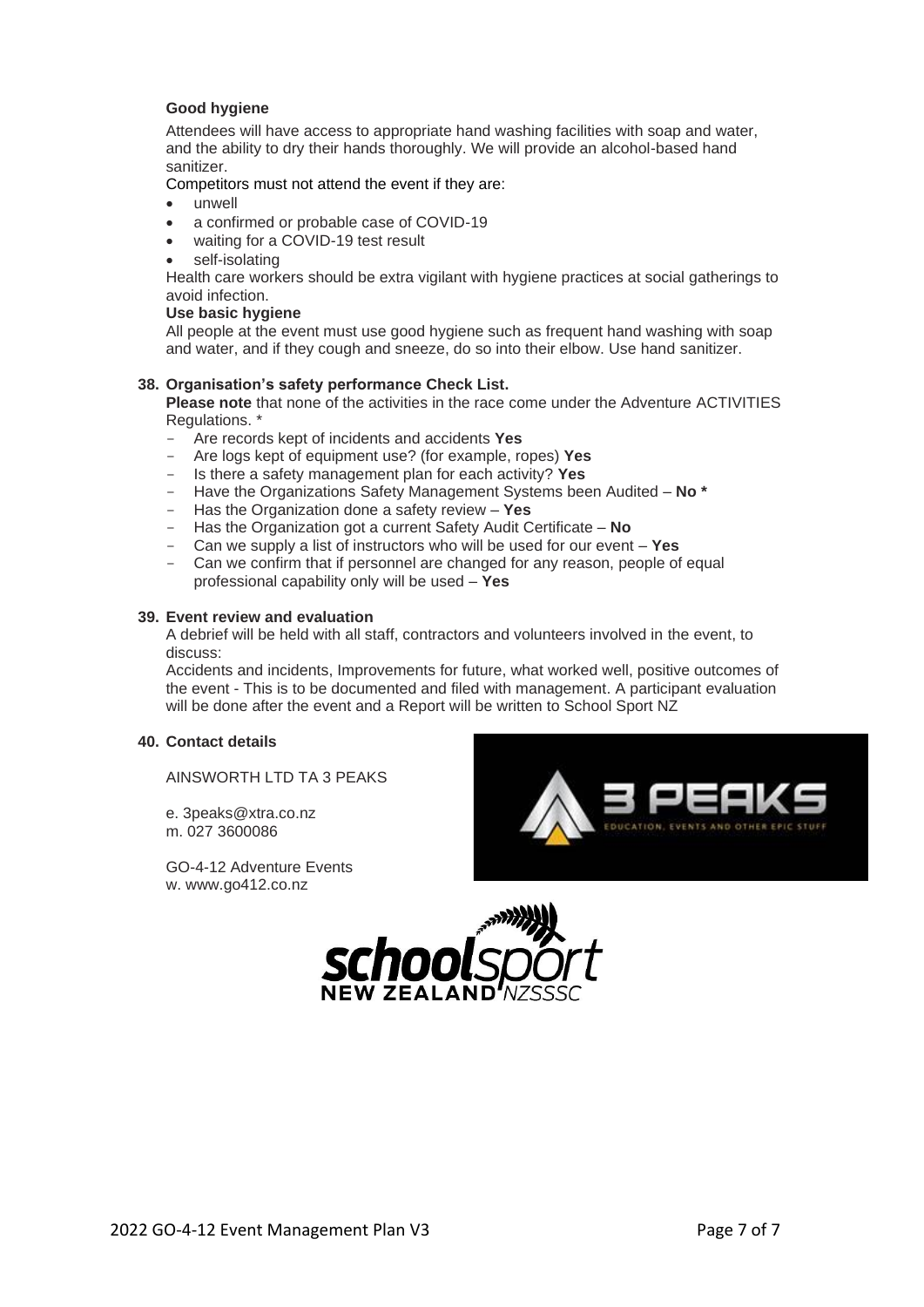### Good hygiene

Attendees will have access to appropriate hand washing facilities with soap and water, and the ability to dry their hands thoroughly. We will provide an alcohol-based hand sanitizer.

Competitors must not attend the event if they are:

- unwell
- a confirmed or probable case of COVID-19
- waiting for a COVID-19 test result
- self-isolating

Health care workers should be extra vigilant with hygiene practices at social gatherings to avoid infection.

**Use basic hygiene**

All people at the event must use good hygiene such as frequent hand washing with soap and water, and if they cough and sneeze, do so into their elbow. Use hand sanitizer.

### 38. Organisation's safety performance Check List.

**Please note** that none of the activities in the race come under the Adventure ACTIVITIES Regulations. *

- Are records kept of incidents and accidents **Yes**
- Are logs kept of equipment use? (for example, ropes) **Yes**
- Is there a safety management plan for each activity? **Yes**
- Have the Organizations Safety Management Systems been Audited – **No ***
- Has the Organization done a safety review – **Yes**
- Has the Organization got a current Safety Audit Certificate – **No**
- Can we supply a list of instructors who will be used for our event – **Yes**
- Can we confirm that if personnel are changed for any reason, people of equal professional capability only will be used – **Yes**

### 39. Event review and evaluation

A debrief will be held with all staff, contractors and volunteers involved in the event, to discuss:

Accidents and incidents, Improvements for future, what worked well, positive outcomes of the event - This is to be documented and filed with management. A participant evaluation will be done after the event and a Report will be written to School Sport NZ

### 40. Contact details

AINSWORTH LTD TA 3 PEAKS

e. 3peaks@xtra.co.nz
m. 027 3600086

GO-4-12 Adventure Events
w. www.go412.co.nz